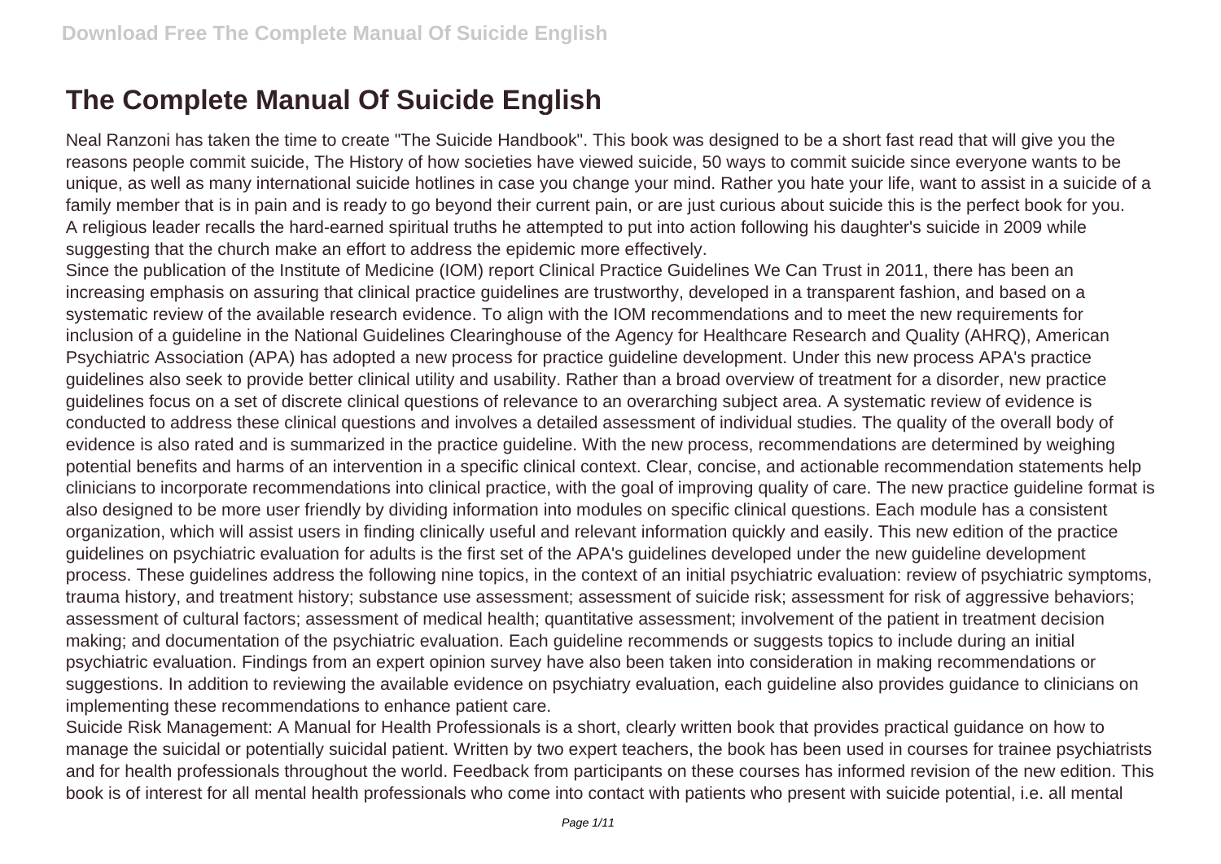# The Complete Manual Of Suicide English

Neal Ranzoni has taken the time to create "The Suicide Handbook". This book was designed to be a short fast read that will give you the reasons people commit suicide, The History of how societies have viewed suicide, 50 ways to commit suicide since everyone wants to be unique, as well as many international suicide hotlines in case you change your mind. Rather you hate your life, want to assist in a suicide of a family member that is in pain and is ready to go beyond their current pain, or are just curious about suicide this is the perfect book for you.

A religious leader recalls the hard-earned spiritual truths he attempted to put into action following his daughter's suicide in 2009 while suggesting that the church make an effort to address the epidemic more effectively.

Since the publication of the Institute of Medicine (IOM) report Clinical Practice Guidelines We Can Trust in 2011, there has been an increasing emphasis on assuring that clinical practice guidelines are trustworthy, developed in a transparent fashion, and based on a systematic review of the available research evidence. To align with the IOM recommendations and to meet the new requirements for inclusion of a guideline in the National Guidelines Clearinghouse of the Agency for Healthcare Research and Quality (AHRQ), American Psychiatric Association (APA) has adopted a new process for practice guideline development. Under this new process APA's practice guidelines also seek to provide better clinical utility and usability. Rather than a broad overview of treatment for a disorder, new practice guidelines focus on a set of discrete clinical questions of relevance to an overarching subject area. A systematic review of evidence is conducted to address these clinical questions and involves a detailed assessment of individual studies. The quality of the overall body of evidence is also rated and is summarized in the practice guideline. With the new process, recommendations are determined by weighing potential benefits and harms of an intervention in a specific clinical context. Clear, concise, and actionable recommendation statements help clinicians to incorporate recommendations into clinical practice, with the goal of improving quality of care. The new practice guideline format is also designed to be more user friendly by dividing information into modules on specific clinical questions. Each module has a consistent organization, which will assist users in finding clinically useful and relevant information quickly and easily. This new edition of the practice guidelines on psychiatric evaluation for adults is the first set of the APA's guidelines developed under the new guideline development process. These guidelines address the following nine topics, in the context of an initial psychiatric evaluation: review of psychiatric symptoms, trauma history, and treatment history; substance use assessment; assessment of suicide risk; assessment for risk of aggressive behaviors; assessment of cultural factors; assessment of medical health; quantitative assessment; involvement of the patient in treatment decision making; and documentation of the psychiatric evaluation. Each guideline recommends or suggests topics to include during an initial psychiatric evaluation. Findings from an expert opinion survey have also been taken into consideration in making recommendations or suggestions. In addition to reviewing the available evidence on psychiatry evaluation, each guideline also provides guidance to clinicians on implementing these recommendations to enhance patient care.

Suicide Risk Management: A Manual for Health Professionals is a short, clearly written book that provides practical guidance on how to manage the suicidal or potentially suicidal patient. Written by two expert teachers, the book has been used in courses for trainee psychiatrists and for health professionals throughout the world. Feedback from participants on these courses has informed revision of the new edition. This book is of interest for all mental health professionals who come into contact with patients who present with suicide potential, i.e. all mental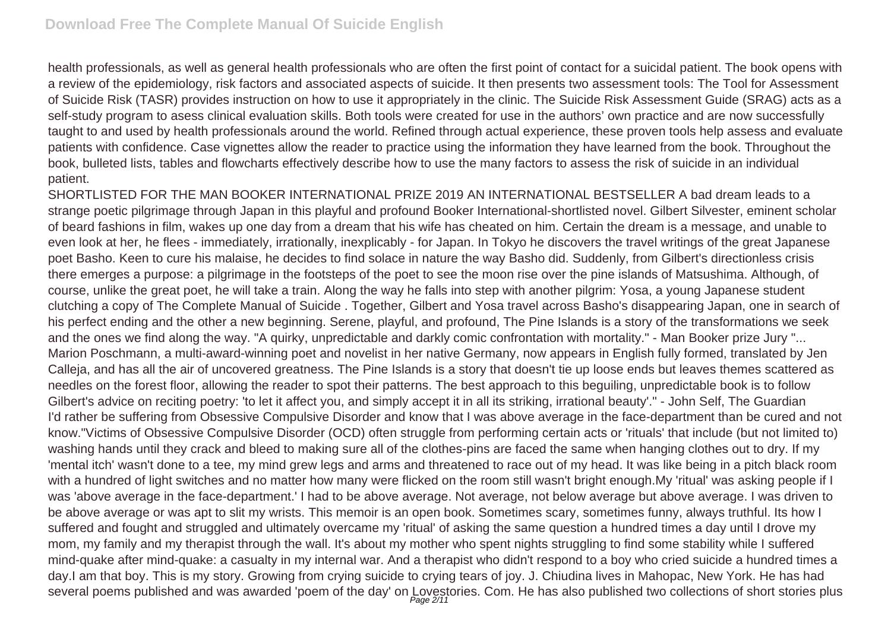health professionals, as well as general health professionals who are often the first point of contact for a suicidal patient. The book opens with a review of the epidemiology, risk factors and associated aspects of suicide. It then presents two assessment tools: The Tool for Assessment of Suicide Risk (TASR) provides instruction on how to use it appropriately in the clinic. The Suicide Risk Assessment Guide (SRAG) acts as a self-study program to asess clinical evaluation skills. Both tools were created for use in the authors' own practice and are now successfully taught to and used by health professionals around the world. Refined through actual experience, these proven tools help assess and evaluate patients with confidence. Case vignettes allow the reader to practice using the information they have learned from the book. Throughout the book, bulleted lists, tables and flowcharts effectively describe how to use the many factors to assess the risk of suicide in an individual patient.

SHORTLISTED FOR THE MAN BOOKER INTERNATIONAL PRIZE 2019 AN INTERNATIONAL BESTSELLER A bad dream leads to a strange poetic pilgrimage through Japan in this playful and profound Booker International-shortlisted novel. Gilbert Silvester, eminent scholar of beard fashions in film, wakes up one day from a dream that his wife has cheated on him. Certain the dream is a message, and unable to even look at her, he flees - immediately, irrationally, inexplicably - for Japan. In Tokyo he discovers the travel writings of the great Japanese poet Basho. Keen to cure his malaise, he decides to find solace in nature the way Basho did. Suddenly, from Gilbert's directionless crisis there emerges a purpose: a pilgrimage in the footsteps of the poet to see the moon rise over the pine islands of Matsushima. Although, of course, unlike the great poet, he will take a train. Along the way he falls into step with another pilgrim: Yosa, a young Japanese student clutching a copy of The Complete Manual of Suicide . Together, Gilbert and Yosa travel across Basho's disappearing Japan, one in search of his perfect ending and the other a new beginning. Serene, playful, and profound, The Pine Islands is a story of the transformations we seek and the ones we find along the way. "A quirky, unpredictable and darkly comic confrontation with mortality." - Man Booker prize Jury "... Marion Poschmann, a multi-award-winning poet and novelist in her native Germany, now appears in English fully formed, translated by Jen Calleja, and has all the air of uncovered greatness. The Pine Islands is a story that doesn't tie up loose ends but leaves themes scattered as needles on the forest floor, allowing the reader to spot their patterns. The best approach to this beguiling, unpredictable book is to follow Gilbert's advice on reciting poetry: 'to let it affect you, and simply accept it in all its striking, irrational beauty'." - John Self, The Guardian

I'd rather be suffering from Obsessive Compulsive Disorder and know that I was above average in the face-department than be cured and not know."Victims of Obsessive Compulsive Disorder (OCD) often struggle from performing certain acts or 'rituals' that include (but not limited to) washing hands until they crack and bleed to making sure all of the clothes-pins are faced the same when hanging clothes out to dry. If my 'mental itch' wasn't done to a tee, my mind grew legs and arms and threatened to race out of my head. It was like being in a pitch black room with a hundred of light switches and no matter how many were flicked on the room still wasn't bright enough.My 'ritual' was asking people if I was 'above average in the face-department.' I had to be above average. Not average, not below average but above average. I was driven to be above average or was apt to slit my wrists. This memoir is an open book. Sometimes scary, sometimes funny, always truthful. Its how I suffered and fought and struggled and ultimately overcame my 'ritual' of asking the same question a hundred times a day until I drove my mom, my family and my therapist through the wall. It's about my mother who spent nights struggling to find some stability while I suffered mind-quake after mind-quake: a casualty in my internal war. And a therapist who didn't respond to a boy who cried suicide a hundred times a day.I am that boy. This is my story. Growing from crying suicide to crying tears of joy. J. Chiudina lives in Mahopac, New York. He has had several poems published and was awarded 'poem of the day' on Lovestories. Com. He has also published two collections of short stories plus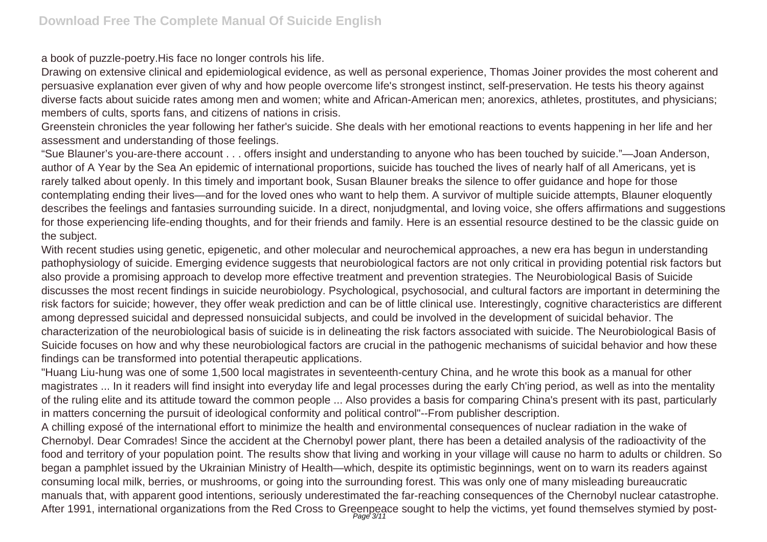a book of puzzle-poetry.His face no longer controls his life.

Drawing on extensive clinical and epidemiological evidence, as well as personal experience, Thomas Joiner provides the most coherent and persuasive explanation ever given of why and how people overcome life's strongest instinct, self-preservation. He tests his theory against diverse facts about suicide rates among men and women; white and African-American men; anorexics, athletes, prostitutes, and physicians; members of cults, sports fans, and citizens of nations in crisis.

Greenstein chronicles the year following her father's suicide. She deals with her emotional reactions to events happening in her life and her assessment and understanding of those feelings.

"Sue Blauner's you-are-there account . . . offers insight and understanding to anyone who has been touched by suicide."—Joan Anderson, author of A Year by the Sea An epidemic of international proportions, suicide has touched the lives of nearly half of all Americans, yet is rarely talked about openly. In this timely and important book, Susan Blauner breaks the silence to offer guidance and hope for those contemplating ending their lives—and for the loved ones who want to help them. A survivor of multiple suicide attempts, Blauner eloquently describes the feelings and fantasies surrounding suicide. In a direct, nonjudgmental, and loving voice, she offers affirmations and suggestions for those experiencing life-ending thoughts, and for their friends and family. Here is an essential resource destined to be the classic guide on the subject.

With recent studies using genetic, epigenetic, and other molecular and neurochemical approaches, a new era has begun in understanding pathophysiology of suicide. Emerging evidence suggests that neurobiological factors are not only critical in providing potential risk factors but also provide a promising approach to develop more effective treatment and prevention strategies. The Neurobiological Basis of Suicide discusses the most recent findings in suicide neurobiology. Psychological, psychosocial, and cultural factors are important in determining the risk factors for suicide; however, they offer weak prediction and can be of little clinical use. Interestingly, cognitive characteristics are different among depressed suicidal and depressed nonsuicidal subjects, and could be involved in the development of suicidal behavior. The characterization of the neurobiological basis of suicide is in delineating the risk factors associated with suicide. The Neurobiological Basis of Suicide focuses on how and why these neurobiological factors are crucial in the pathogenic mechanisms of suicidal behavior and how these findings can be transformed into potential therapeutic applications.

"Huang Liu-hung was one of some 1,500 local magistrates in seventeenth-century China, and he wrote this book as a manual for other magistrates ... In it readers will find insight into everyday life and legal processes during the early Ch'ing period, as well as into the mentality of the ruling elite and its attitude toward the common people ... Also provides a basis for comparing China's present with its past, particularly in matters concerning the pursuit of ideological conformity and political control"--From publisher description.

A chilling exposé of the international effort to minimize the health and environmental consequences of nuclear radiation in the wake of Chernobyl. Dear Comrades! Since the accident at the Chernobyl power plant, there has been a detailed analysis of the radioactivity of the food and territory of your population point. The results show that living and working in your village will cause no harm to adults or children. So began a pamphlet issued by the Ukrainian Ministry of Health—which, despite its optimistic beginnings, went on to warn its readers against consuming local milk, berries, or mushrooms, or going into the surrounding forest. This was only one of many misleading bureaucratic manuals that, with apparent good intentions, seriously underestimated the far-reaching consequences of the Chernobyl nuclear catastrophe. After 1991, international organizations from the Red Cross to Greenpeace sought to help the victims, yet found themselves stymied by post-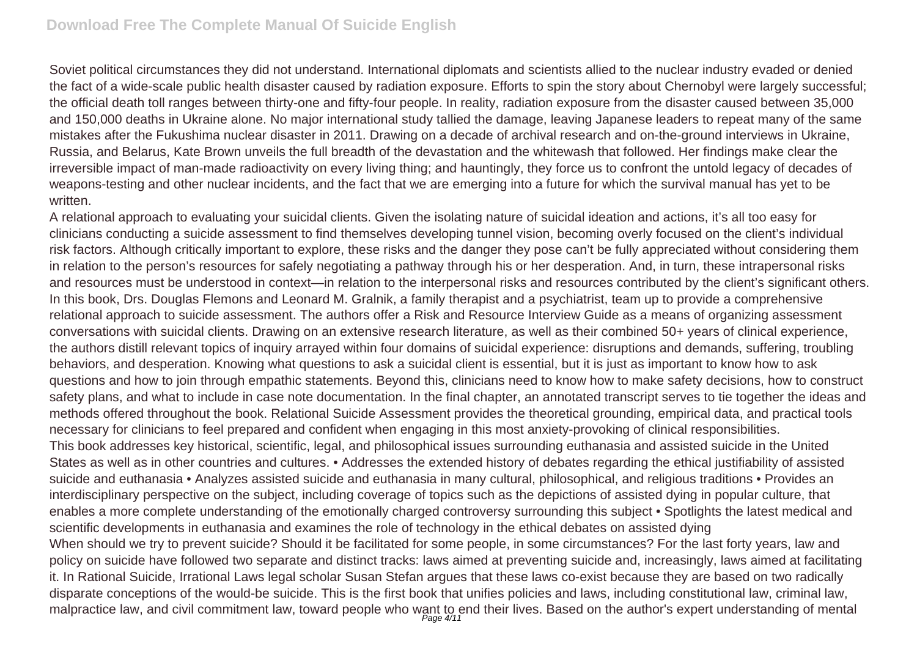Soviet political circumstances they did not understand. International diplomats and scientists allied to the nuclear industry evaded or denied the fact of a wide-scale public health disaster caused by radiation exposure. Efforts to spin the story about Chernobyl were largely successful; the official death toll ranges between thirty-one and fifty-four people. In reality, radiation exposure from the disaster caused between 35,000 and 150,000 deaths in Ukraine alone. No major international study tallied the damage, leaving Japanese leaders to repeat many of the same mistakes after the Fukushima nuclear disaster in 2011. Drawing on a decade of archival research and on-the-ground interviews in Ukraine, Russia, and Belarus, Kate Brown unveils the full breadth of the devastation and the whitewash that followed. Her findings make clear the irreversible impact of man-made radioactivity on every living thing; and hauntingly, they force us to confront the untold legacy of decades of weapons-testing and other nuclear incidents, and the fact that we are emerging into a future for which the survival manual has yet to be written.

A relational approach to evaluating your suicidal clients. Given the isolating nature of suicidal ideation and actions, it's all too easy for clinicians conducting a suicide assessment to find themselves developing tunnel vision, becoming overly focused on the client's individual risk factors. Although critically important to explore, these risks and the danger they pose can't be fully appreciated without considering them in relation to the person's resources for safely negotiating a pathway through his or her desperation. And, in turn, these intrapersonal risks and resources must be understood in context—in relation to the interpersonal risks and resources contributed by the client's significant others. In this book, Drs. Douglas Flemons and Leonard M. Gralnik, a family therapist and a psychiatrist, team up to provide a comprehensive relational approach to suicide assessment. The authors offer a Risk and Resource Interview Guide as a means of organizing assessment conversations with suicidal clients. Drawing on an extensive research literature, as well as their combined 50+ years of clinical experience, the authors distill relevant topics of inquiry arrayed within four domains of suicidal experience: disruptions and demands, suffering, troubling behaviors, and desperation. Knowing what questions to ask a suicidal client is essential, but it is just as important to know how to ask questions and how to join through empathic statements. Beyond this, clinicians need to know how to make safety decisions, how to construct safety plans, and what to include in case note documentation. In the final chapter, an annotated transcript serves to tie together the ideas and methods offered throughout the book. Relational Suicide Assessment provides the theoretical grounding, empirical data, and practical tools necessary for clinicians to feel prepared and confident when engaging in this most anxiety-provoking of clinical responsibilities.

This book addresses key historical, scientific, legal, and philosophical issues surrounding euthanasia and assisted suicide in the United States as well as in other countries and cultures. • Addresses the extended history of debates regarding the ethical justifiability of assisted suicide and euthanasia • Analyzes assisted suicide and euthanasia in many cultural, philosophical, and religious traditions • Provides an interdisciplinary perspective on the subject, including coverage of topics such as the depictions of assisted dying in popular culture, that enables a more complete understanding of the emotionally charged controversy surrounding this subject • Spotlights the latest medical and scientific developments in euthanasia and examines the role of technology in the ethical debates on assisted dying

When should we try to prevent suicide? Should it be facilitated for some people, in some circumstances? For the last forty years, law and policy on suicide have followed two separate and distinct tracks: laws aimed at preventing suicide and, increasingly, laws aimed at facilitating it. In Rational Suicide, Irrational Laws legal scholar Susan Stefan argues that these laws co-exist because they are based on two radically disparate conceptions of the would-be suicide. This is the first book that unifies policies and laws, including constitutional law, criminal law, malpractice law, and civil commitment law, toward people who want to end their lives. Based on the author's expert understanding of mental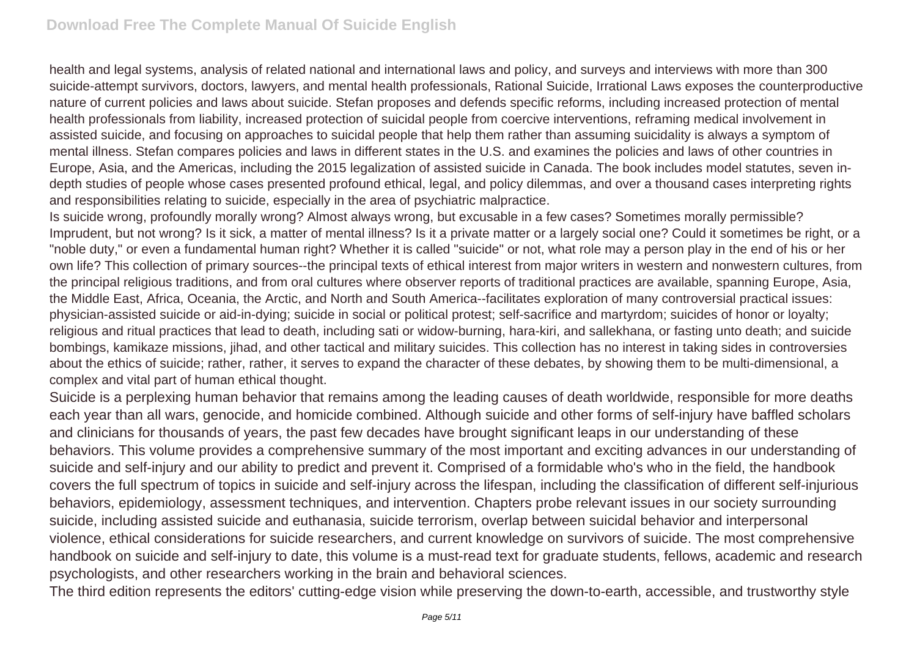health and legal systems, analysis of related national and international laws and policy, and surveys and interviews with more than 300 suicide-attempt survivors, doctors, lawyers, and mental health professionals, Rational Suicide, Irrational Laws exposes the counterproductive nature of current policies and laws about suicide. Stefan proposes and defends specific reforms, including increased protection of mental health professionals from liability, increased protection of suicidal people from coercive interventions, reframing medical involvement in assisted suicide, and focusing on approaches to suicidal people that help them rather than assuming suicidality is always a symptom of mental illness. Stefan compares policies and laws in different states in the U.S. and examines the policies and laws of other countries in Europe, Asia, and the Americas, including the 2015 legalization of assisted suicide in Canada. The book includes model statutes, seven in-depth studies of people whose cases presented profound ethical, legal, and policy dilemmas, and over a thousand cases interpreting rights and responsibilities relating to suicide, especially in the area of psychiatric malpractice.

Is suicide wrong, profoundly morally wrong? Almost always wrong, but excusable in a few cases? Sometimes morally permissible? Imprudent, but not wrong? Is it sick, a matter of mental illness? Is it a private matter or a largely social one? Could it sometimes be right, or a "noble duty," or even a fundamental human right? Whether it is called "suicide" or not, what role may a person play in the end of his or her own life? This collection of primary sources--the principal texts of ethical interest from major writers in western and nonwestern cultures, from the principal religious traditions, and from oral cultures where observer reports of traditional practices are available, spanning Europe, Asia, the Middle East, Africa, Oceania, the Arctic, and North and South America--facilitates exploration of many controversial practical issues: physician-assisted suicide or aid-in-dying; suicide in social or political protest; self-sacrifice and martyrdom; suicides of honor or loyalty; religious and ritual practices that lead to death, including sati or widow-burning, hara-kiri, and sallekhana, or fasting unto death; and suicide bombings, kamikaze missions, jihad, and other tactical and military suicides. This collection has no interest in taking sides in controversies about the ethics of suicide; rather, rather, it serves to expand the character of these debates, by showing them to be multi-dimensional, a complex and vital part of human ethical thought.

Suicide is a perplexing human behavior that remains among the leading causes of death worldwide, responsible for more deaths each year than all wars, genocide, and homicide combined. Although suicide and other forms of self-injury have baffled scholars and clinicians for thousands of years, the past few decades have brought significant leaps in our understanding of these behaviors. This volume provides a comprehensive summary of the most important and exciting advances in our understanding of suicide and self-injury and our ability to predict and prevent it. Comprised of a formidable who's who in the field, the handbook covers the full spectrum of topics in suicide and self-injury across the lifespan, including the classification of different self-injurious behaviors, epidemiology, assessment techniques, and intervention. Chapters probe relevant issues in our society surrounding suicide, including assisted suicide and euthanasia, suicide terrorism, overlap between suicidal behavior and interpersonal violence, ethical considerations for suicide researchers, and current knowledge on survivors of suicide. The most comprehensive handbook on suicide and self-injury to date, this volume is a must-read text for graduate students, fellows, academic and research psychologists, and other researchers working in the brain and behavioral sciences.

The third edition represents the editors' cutting-edge vision while preserving the down-to-earth, accessible, and trustworthy style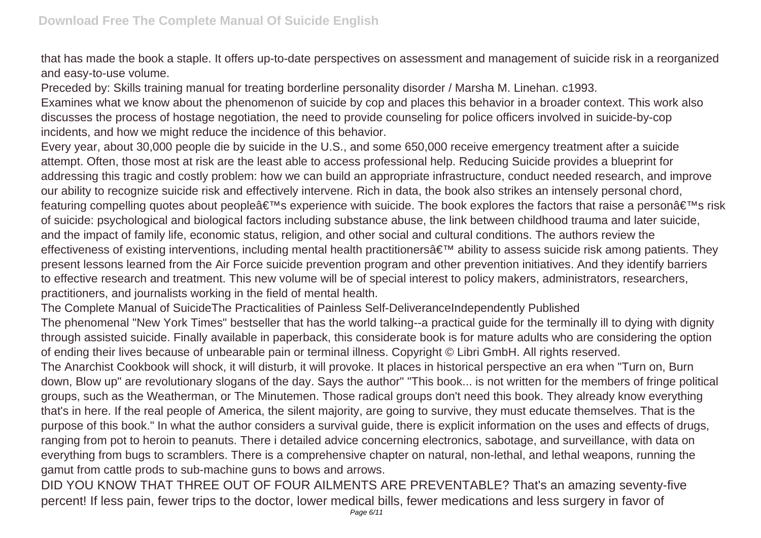that has made the book a staple. It offers up-to-date perspectives on assessment and management of suicide risk in a reorganized and easy-to-use volume.

Preceded by: Skills training manual for treating borderline personality disorder / Marsha M. Linehan. c1993.

Examines what we know about the phenomenon of suicide by cop and places this behavior in a broader context. This work also discusses the process of hostage negotiation, the need to provide counseling for police officers involved in suicide-by-cop incidents, and how we might reduce the incidence of this behavior.

Every year, about 30,000 people die by suicide in the U.S., and some 650,000 receive emergency treatment after a suicide attempt. Often, those most at risk are the least able to access professional help. Reducing Suicide provides a blueprint for addressing this tragic and costly problem: how we can build an appropriate infrastructure, conduct needed research, and improve our ability to recognize suicide risk and effectively intervene. Rich in data, the book also strikes an intensely personal chord, featuring compelling quotes about peopleâ€™s experience with suicide. The book explores the factors that raise a personâ€™s risk of suicide: psychological and biological factors including substance abuse, the link between childhood trauma and later suicide, and the impact of family life, economic status, religion, and other social and cultural conditions. The authors review the effectiveness of existing interventions, including mental health practitionersâ€™ ability to assess suicide risk among patients. They present lessons learned from the Air Force suicide prevention program and other prevention initiatives. And they identify barriers to effective research and treatment. This new volume will be of special interest to policy makers, administrators, researchers, practitioners, and journalists working in the field of mental health.

The Complete Manual of SuicideThe Practicalities of Painless Self-DeliveranceIndependently Published

The phenomenal "New York Times" bestseller that has the world talking--a practical guide for the terminally ill to dying with dignity through assisted suicide. Finally available in paperback, this considerate book is for mature adults who are considering the option of ending their lives because of unbearable pain or terminal illness. Copyright © Libri GmbH. All rights reserved.

The Anarchist Cookbook will shock, it will disturb, it will provoke. It places in historical perspective an era when "Turn on, Burn down, Blow up" are revolutionary slogans of the day. Says the author" "This book... is not written for the members of fringe political groups, such as the Weatherman, or The Minutemen. Those radical groups don't need this book. They already know everything that's in here. If the real people of America, the silent majority, are going to survive, they must educate themselves. That is the purpose of this book." In what the author considers a survival guide, there is explicit information on the uses and effects of drugs, ranging from pot to heroin to peanuts. There i detailed advice concerning electronics, sabotage, and surveillance, with data on everything from bugs to scramblers. There is a comprehensive chapter on natural, non-lethal, and lethal weapons, running the gamut from cattle prods to sub-machine guns to bows and arrows.

DID YOU KNOW THAT THREE OUT OF FOUR AILMENTS ARE PREVENTABLE? That's an amazing seventy-five percent! If less pain, fewer trips to the doctor, lower medical bills, fewer medications and less surgery in favor of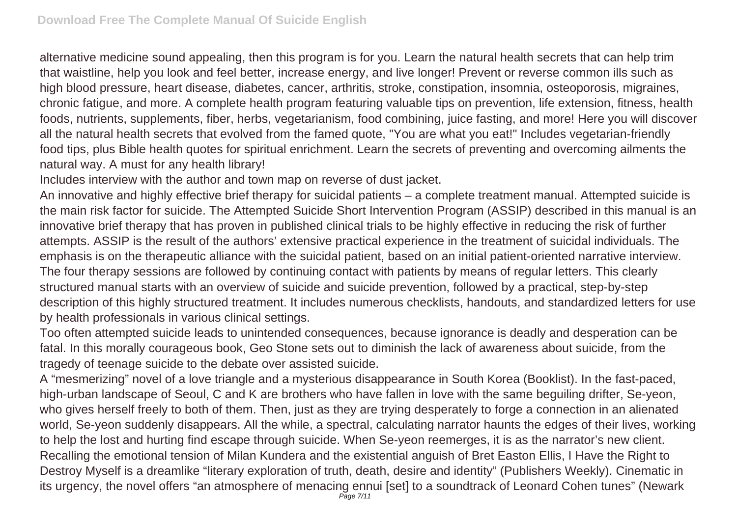alternative medicine sound appealing, then this program is for you. Learn the natural health secrets that can help trim that waistline, help you look and feel better, increase energy, and live longer! Prevent or reverse common ills such as high blood pressure, heart disease, diabetes, cancer, arthritis, stroke, constipation, insomnia, osteoporosis, migraines, chronic fatigue, and more. A complete health program featuring valuable tips on prevention, life extension, fitness, health foods, nutrients, supplements, fiber, herbs, vegetarianism, food combining, juice fasting, and more! Here you will discover all the natural health secrets that evolved from the famed quote, "You are what you eat!" Includes vegetarian-friendly food tips, plus Bible health quotes for spiritual enrichment. Learn the secrets of preventing and overcoming ailments the natural way. A must for any health library!

Includes interview with the author and town map on reverse of dust jacket.

An innovative and highly effective brief therapy for suicidal patients – a complete treatment manual. Attempted suicide is the main risk factor for suicide. The Attempted Suicide Short Intervention Program (ASSIP) described in this manual is an innovative brief therapy that has proven in published clinical trials to be highly effective in reducing the risk of further attempts. ASSIP is the result of the authors' extensive practical experience in the treatment of suicidal individuals. The emphasis is on the therapeutic alliance with the suicidal patient, based on an initial patient-oriented narrative interview. The four therapy sessions are followed by continuing contact with patients by means of regular letters. This clearly structured manual starts with an overview of suicide and suicide prevention, followed by a practical, step-by-step description of this highly structured treatment. It includes numerous checklists, handouts, and standardized letters for use by health professionals in various clinical settings.

Too often attempted suicide leads to unintended consequences, because ignorance is deadly and desperation can be fatal. In this morally courageous book, Geo Stone sets out to diminish the lack of awareness about suicide, from the tragedy of teenage suicide to the debate over assisted suicide.

A "mesmerizing" novel of a love triangle and a mysterious disappearance in South Korea (Booklist). In the fast-paced, high-urban landscape of Seoul, C and K are brothers who have fallen in love with the same beguiling drifter, Se-yeon, who gives herself freely to both of them. Then, just as they are trying desperately to forge a connection in an alienated world, Se-yeon suddenly disappears. All the while, a spectral, calculating narrator haunts the edges of their lives, working to help the lost and hurting find escape through suicide. When Se-yeon reemerges, it is as the narrator's new client. Recalling the emotional tension of Milan Kundera and the existential anguish of Bret Easton Ellis, I Have the Right to Destroy Myself is a dreamlike "literary exploration of truth, death, desire and identity" (Publishers Weekly). Cinematic in its urgency, the novel offers "an atmosphere of menacing ennui [set] to a soundtrack of Leonard Cohen tunes" (Newark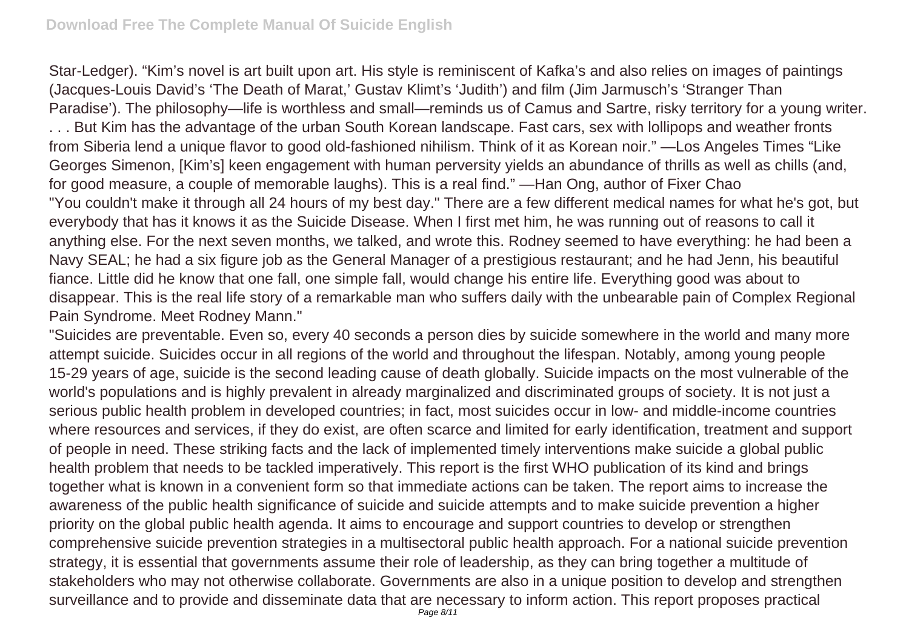Star-Ledger). “Kim’s novel is art built upon art. His style is reminiscent of Kafka’s and also relies on images of paintings (Jacques-Louis David’s ‘The Death of Marat,’ Gustav Klimt’s ‘Judith’) and film (Jim Jarmusch’s ‘Stranger Than Paradise’). The philosophy—life is worthless and small—reminds us of Camus and Sartre, risky territory for a young writer. . . . But Kim has the advantage of the urban South Korean landscape. Fast cars, sex with lollipops and weather fronts from Siberia lend a unique flavor to good old-fashioned nihilism. Think of it as Korean noir.” —Los Angeles Times “Like Georges Simenon, [Kim’s] keen engagement with human perversity yields an abundance of thrills as well as chills (and, for good measure, a couple of memorable laughs). This is a real find.” —Han Ong, author of Fixer Chao

"You couldn't make it through all 24 hours of my best day." There are a few different medical names for what he's got, but everybody that has it knows it as the Suicide Disease. When I first met him, he was running out of reasons to call it anything else. For the next seven months, we talked, and wrote this. Rodney seemed to have everything: he had been a Navy SEAL; he had a six figure job as the General Manager of a prestigious restaurant; and he had Jenn, his beautiful fiance. Little did he know that one fall, one simple fall, would change his entire life. Everything good was about to disappear. This is the real life story of a remarkable man who suffers daily with the unbearable pain of Complex Regional Pain Syndrome. Meet Rodney Mann."

"Suicides are preventable. Even so, every 40 seconds a person dies by suicide somewhere in the world and many more attempt suicide. Suicides occur in all regions of the world and throughout the lifespan. Notably, among young people 15-29 years of age, suicide is the second leading cause of death globally. Suicide impacts on the most vulnerable of the world's populations and is highly prevalent in already marginalized and discriminated groups of society. It is not just a serious public health problem in developed countries; in fact, most suicides occur in low- and middle-income countries where resources and services, if they do exist, are often scarce and limited for early identification, treatment and support of people in need. These striking facts and the lack of implemented timely interventions make suicide a global public health problem that needs to be tackled imperatively. This report is the first WHO publication of its kind and brings together what is known in a convenient form so that immediate actions can be taken. The report aims to increase the awareness of the public health significance of suicide and suicide attempts and to make suicide prevention a higher priority on the global public health agenda. It aims to encourage and support countries to develop or strengthen comprehensive suicide prevention strategies in a multisectoral public health approach. For a national suicide prevention strategy, it is essential that governments assume their role of leadership, as they can bring together a multitude of stakeholders who may not otherwise collaborate. Governments are also in a unique position to develop and strengthen surveillance and to provide and disseminate data that are necessary to inform action. This report proposes practical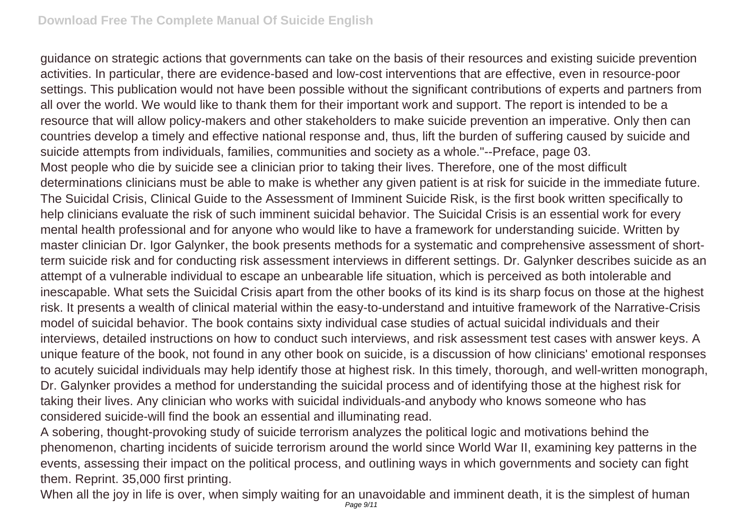guidance on strategic actions that governments can take on the basis of their resources and existing suicide prevention activities. In particular, there are evidence-based and low-cost interventions that are effective, even in resource-poor settings. This publication would not have been possible without the significant contributions of experts and partners from all over the world. We would like to thank them for their important work and support. The report is intended to be a resource that will allow policy-makers and other stakeholders to make suicide prevention an imperative. Only then can countries develop a timely and effective national response and, thus, lift the burden of suffering caused by suicide and suicide attempts from individuals, families, communities and society as a whole."--Preface, page 03.

Most people who die by suicide see a clinician prior to taking their lives. Therefore, one of the most difficult determinations clinicians must be able to make is whether any given patient is at risk for suicide in the immediate future. The Suicidal Crisis, Clinical Guide to the Assessment of Imminent Suicide Risk, is the first book written specifically to help clinicians evaluate the risk of such imminent suicidal behavior. The Suicidal Crisis is an essential work for every mental health professional and for anyone who would like to have a framework for understanding suicide. Written by master clinician Dr. Igor Galynker, the book presents methods for a systematic and comprehensive assessment of short-term suicide risk and for conducting risk assessment interviews in different settings. Dr. Galynker describes suicide as an attempt of a vulnerable individual to escape an unbearable life situation, which is perceived as both intolerable and inescapable. What sets the Suicidal Crisis apart from the other books of its kind is its sharp focus on those at the highest risk. It presents a wealth of clinical material within the easy-to-understand and intuitive framework of the Narrative-Crisis model of suicidal behavior. The book contains sixty individual case studies of actual suicidal individuals and their interviews, detailed instructions on how to conduct such interviews, and risk assessment test cases with answer keys. A unique feature of the book, not found in any other book on suicide, is a discussion of how clinicians' emotional responses to acutely suicidal individuals may help identify those at highest risk. In this timely, thorough, and well-written monograph, Dr. Galynker provides a method for understanding the suicidal process and of identifying those at the highest risk for taking their lives. Any clinician who works with suicidal individuals-and anybody who knows someone who has considered suicide-will find the book an essential and illuminating read.

A sobering, thought-provoking study of suicide terrorism analyzes the political logic and motivations behind the phenomenon, charting incidents of suicide terrorism around the world since World War II, examining key patterns in the events, assessing their impact on the political process, and outlining ways in which governments and society can fight them. Reprint. 35,000 first printing.

When all the joy in life is over, when simply waiting for an unavoidable and imminent death, it is the simplest of human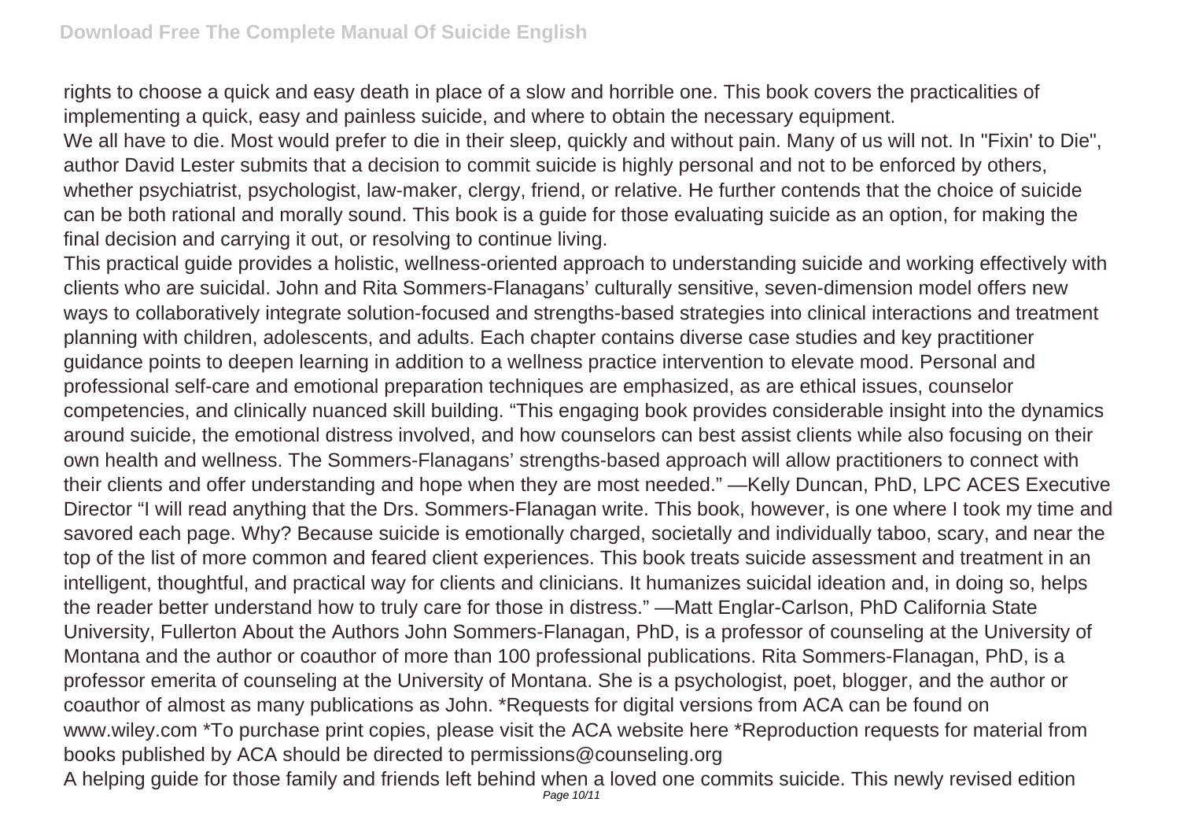rights to choose a quick and easy death in place of a slow and horrible one. This book covers the practicalities of implementing a quick, easy and painless suicide, and where to obtain the necessary equipment.

We all have to die. Most would prefer to die in their sleep, quickly and without pain. Many of us will not. In "Fixin' to Die", author David Lester submits that a decision to commit suicide is highly personal and not to be enforced by others, whether psychiatrist, psychologist, law-maker, clergy, friend, or relative. He further contends that the choice of suicide can be both rational and morally sound. This book is a guide for those evaluating suicide as an option, for making the final decision and carrying it out, or resolving to continue living.

This practical guide provides a holistic, wellness-oriented approach to understanding suicide and working effectively with clients who are suicidal. John and Rita Sommers-Flanagans' culturally sensitive, seven-dimension model offers new ways to collaboratively integrate solution-focused and strengths-based strategies into clinical interactions and treatment planning with children, adolescents, and adults. Each chapter contains diverse case studies and key practitioner guidance points to deepen learning in addition to a wellness practice intervention to elevate mood. Personal and professional self-care and emotional preparation techniques are emphasized, as are ethical issues, counselor competencies, and clinically nuanced skill building. "This engaging book provides considerable insight into the dynamics around suicide, the emotional distress involved, and how counselors can best assist clients while also focusing on their own health and wellness. The Sommers-Flanagans' strengths-based approach will allow practitioners to connect with their clients and offer understanding and hope when they are most needed." —Kelly Duncan, PhD, LPC ACES Executive Director "I will read anything that the Drs. Sommers-Flanagan write. This book, however, is one where I took my time and savored each page. Why? Because suicide is emotionally charged, societally and individually taboo, scary, and near the top of the list of more common and feared client experiences. This book treats suicide assessment and treatment in an intelligent, thoughtful, and practical way for clients and clinicians. It humanizes suicidal ideation and, in doing so, helps the reader better understand how to truly care for those in distress." —Matt Englar-Carlson, PhD California State University, Fullerton About the Authors John Sommers-Flanagan, PhD, is a professor of counseling at the University of Montana and the author or coauthor of more than 100 professional publications. Rita Sommers-Flanagan, PhD, is a professor emerita of counseling at the University of Montana. She is a psychologist, poet, blogger, and the author or coauthor of almost as many publications as John. *Requests for digital versions from ACA can be found on www.wiley.com *To purchase print copies, please visit the ACA website here *Reproduction requests for material from books published by ACA should be directed to permissions@counseling.org

A helping guide for those family and friends left behind when a loved one commits suicide. This newly revised edition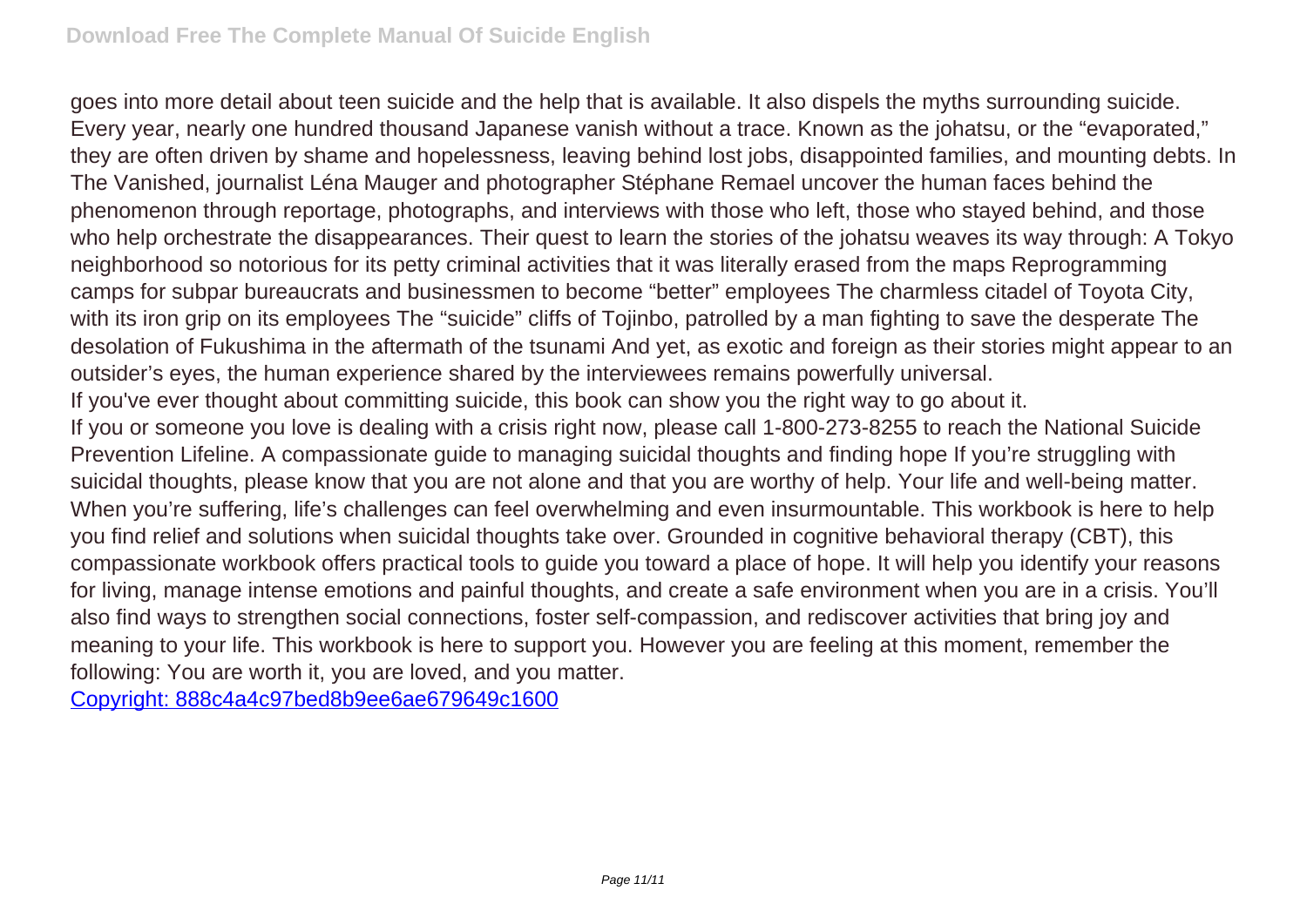goes into more detail about teen suicide and the help that is available. It also dispels the myths surrounding suicide. Every year, nearly one hundred thousand Japanese vanish without a trace. Known as the johatsu, or the "evaporated," they are often driven by shame and hopelessness, leaving behind lost jobs, disappointed families, and mounting debts. In The Vanished, journalist Léna Mauger and photographer Stéphane Remael uncover the human faces behind the phenomenon through reportage, photographs, and interviews with those who left, those who stayed behind, and those who help orchestrate the disappearances. Their quest to learn the stories of the johatsu weaves its way through: A Tokyo neighborhood so notorious for its petty criminal activities that it was literally erased from the maps Reprogramming camps for subpar bureaucrats and businessmen to become "better" employees The charmless citadel of Toyota City, with its iron grip on its employees The "suicide" cliffs of Tojinbo, patrolled by a man fighting to save the desperate The desolation of Fukushima in the aftermath of the tsunami And yet, as exotic and foreign as their stories might appear to an outsider's eyes, the human experience shared by the interviewees remains powerfully universal.

If you've ever thought about committing suicide, this book can show you the right way to go about it.

If you or someone you love is dealing with a crisis right now, please call 1-800-273-8255 to reach the National Suicide Prevention Lifeline. A compassionate guide to managing suicidal thoughts and finding hope If you're struggling with suicidal thoughts, please know that you are not alone and that you are worthy of help. Your life and well-being matter. When you're suffering, life's challenges can feel overwhelming and even insurmountable. This workbook is here to help you find relief and solutions when suicidal thoughts take over. Grounded in cognitive behavioral therapy (CBT), this compassionate workbook offers practical tools to guide you toward a place of hope. It will help you identify your reasons for living, manage intense emotions and painful thoughts, and create a safe environment when you are in a crisis. You'll also find ways to strengthen social connections, foster self-compassion, and rediscover activities that bring joy and meaning to your life. This workbook is here to support you. However you are feeling at this moment, remember the following: You are worth it, you are loved, and you matter.

Copyright: 888c4a4c97bed8b9ee6ae679649c1600